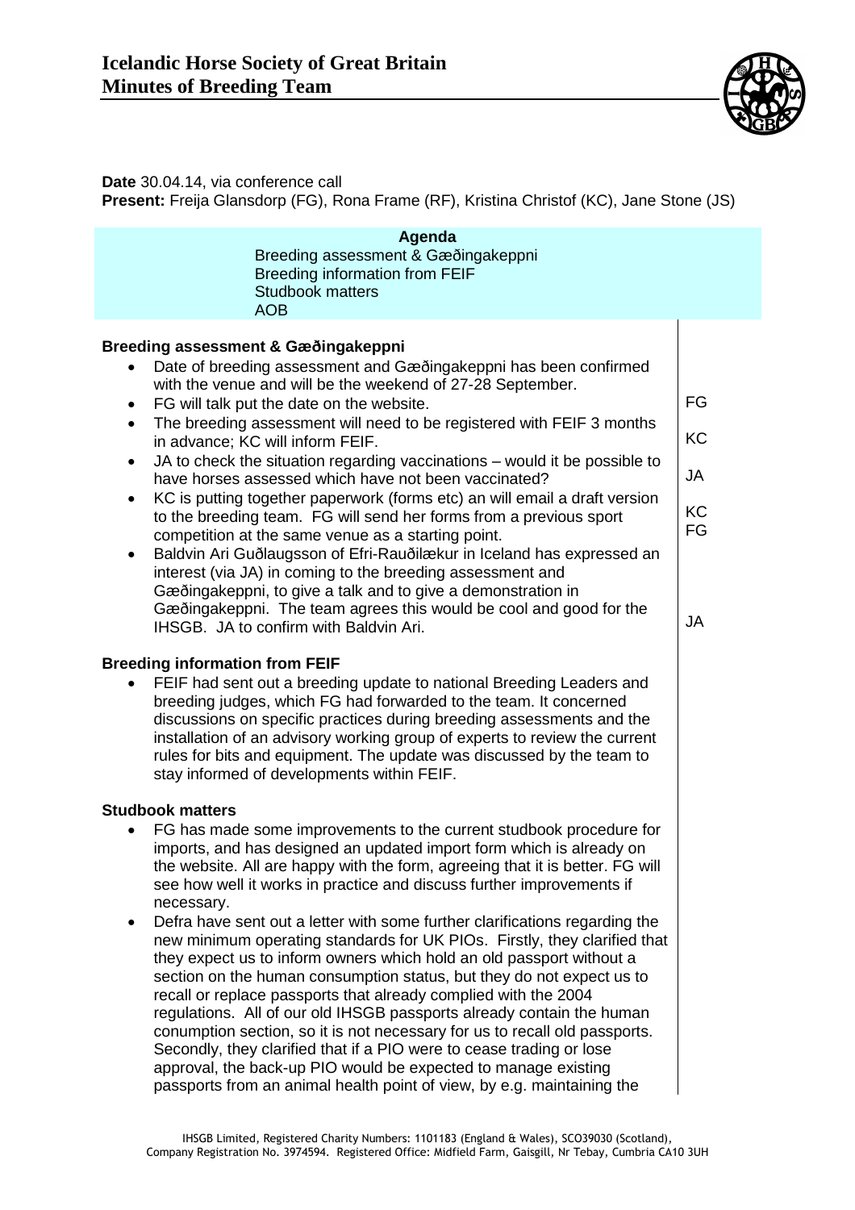# Icelandic Horse Society of Great Britain
# Minutes of Breeding Team

**Date** 30.04.14, via conference call
**Present:** Freija Glansdorp (FG), Rona Frame (RF), Kristina Christof (KC), Jane Stone (JS)

**Agenda**
Breeding assessment & Gæðingakeppni
Breeding information from FEIF
Studbook matters
AOB

### Breeding assessment & Gæðingakeppni

- Date of breeding assessment and Gæðingakeppni has been confirmed with the venue and will be the weekend of 27-28 September.
- FG will talk put the date on the website. — FG
- The breeding assessment will need to be registered with FEIF 3 months in advance; KC will inform FEIF. — KC
- JA to check the situation regarding vaccinations – would it be possible to have horses assessed which have not been vaccinated? — JA
- KC is putting together paperwork (forms etc) an will email a draft version to the breeding team. FG will send her forms from a previous sport competition at the same venue as a starting point. — KC, FG
- Baldvin Ari Guðlaugsson of Efri-Rauðilækur in Iceland has expressed an interest (via JA) in coming to the breeding assessment and Gæðingakeppni, to give a talk and to give a demonstration in Gæðingakeppni. The team agrees this would be cool and good for the IHSGB. JA to confirm with Baldvin Ari. — JA

### Breeding information from FEIF

- FEIF had sent out a breeding update to national Breeding Leaders and breeding judges, which FG had forwarded to the team. It concerned discussions on specific practices during breeding assessments and the installation of an advisory working group of experts to review the current rules for bits and equipment. The update was discussed by the team to stay informed of developments within FEIF.

### Studbook matters

- FG has made some improvements to the current studbook procedure for imports, and has designed an updated import form which is already on the website. All are happy with the form, agreeing that it is better. FG will see how well it works in practice and discuss further improvements if necessary.
- Defra have sent out a letter with some further clarifications regarding the new minimum operating standards for UK PIOs. Firstly, they clarified that they expect us to inform owners which hold an old passport without a section on the human consumption status, but they do not expect us to recall or replace passports that already complied with the 2004 regulations. All of our old IHSGB passports already contain the human conumption section, so it is not necessary for us to recall old passports. Secondly, they clarified that if a PIO were to cease trading or lose approval, the back-up PIO would be expected to manage existing passports from an animal health point of view, by e.g. maintaining the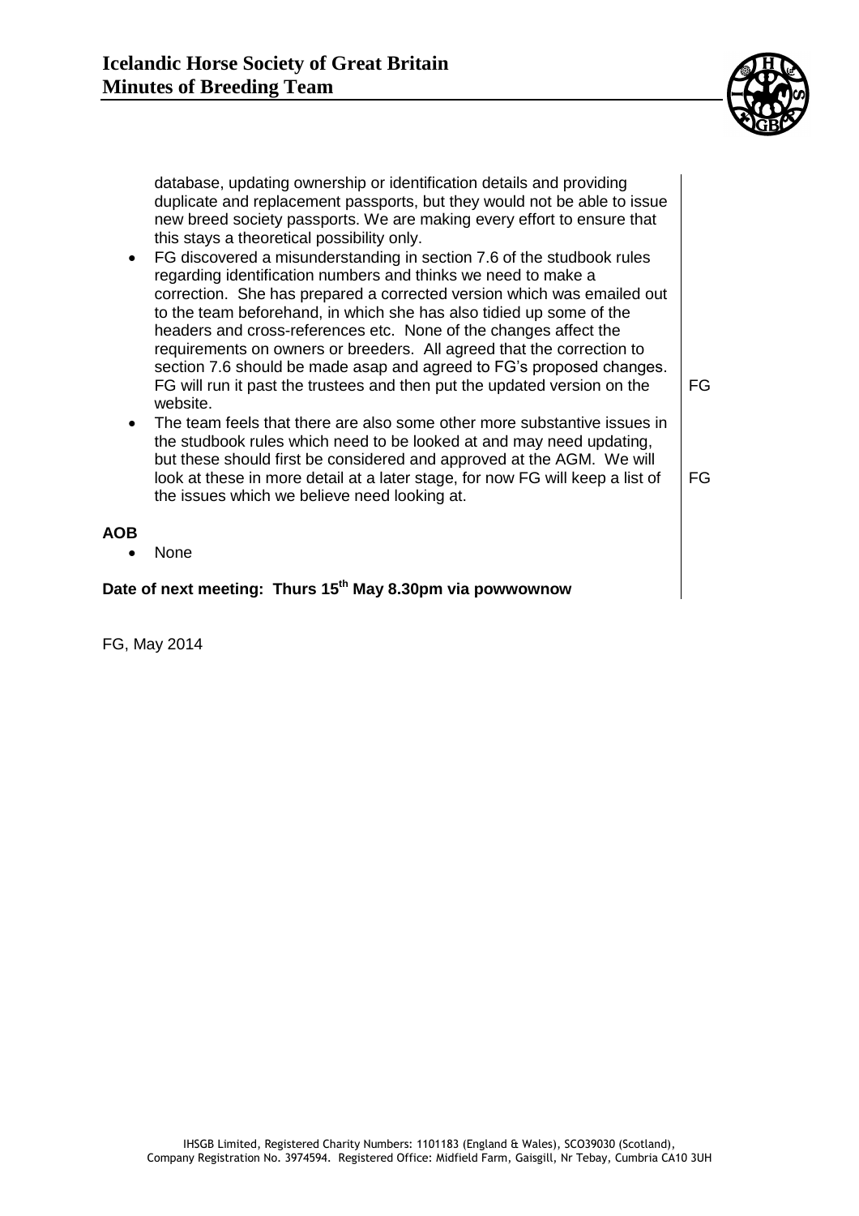database, updating ownership or identification details and providing duplicate and replacement passports, but they would not be able to issue new breed society passports. We are making every effort to ensure that this stays a theoretical possibility only.

- FG discovered a misunderstanding in section 7.6 of the studbook rules regarding identification numbers and thinks we need to make a correction. She has prepared a corrected version which was emailed out to the team beforehand, in which she has also tidied up some of the headers and cross-references etc. None of the changes affect the requirements on owners or breeders. All agreed that the correction to section 7.6 should be made asap and agreed to FG's proposed changes. FG will run it past the trustees and then put the updated version on the website. — **FG**
- The team feels that there are also some other more substantive issues in the studbook rules which need to be looked at and may need updating, but these should first be considered and approved at the AGM. We will look at these in more detail at a later stage, for now FG will keep a list of the issues which we believe need looking at. — **FG**

**AOB**

- None

**Date of next meeting: Thurs 15th May 8.30pm via powwownow**

FG, May 2014